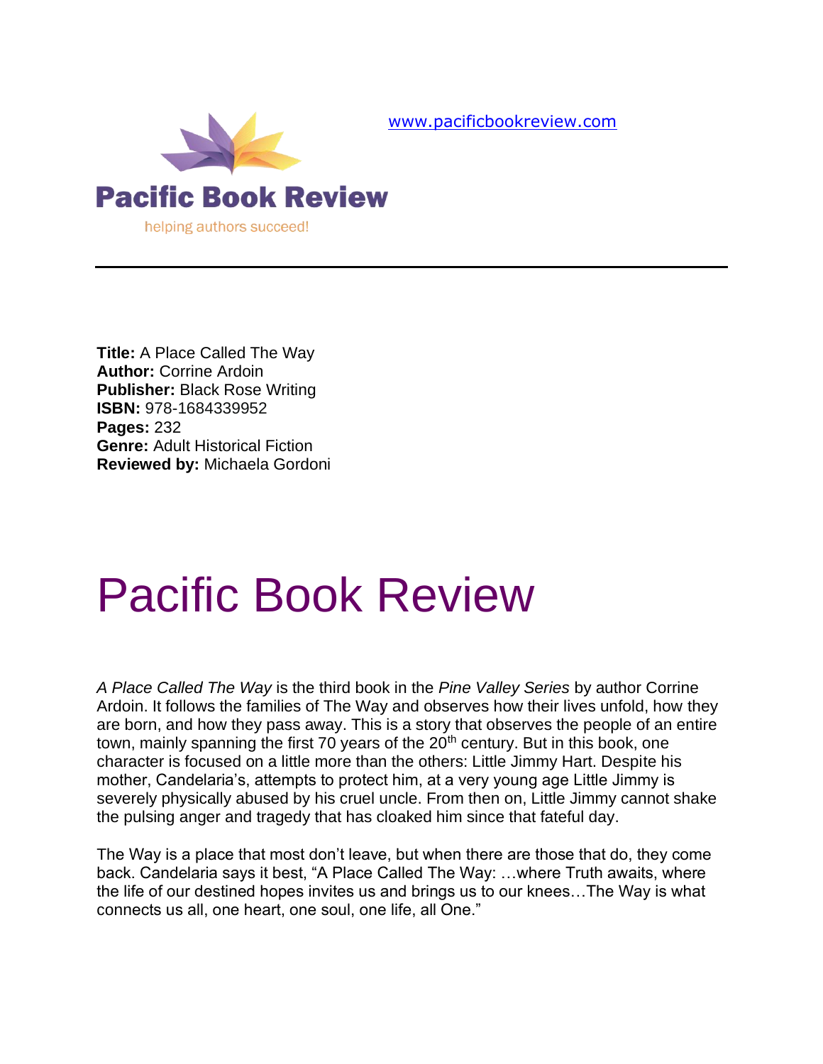www.pacificbookreview.com

**Pacific Book Review**

helping authors succeed!

---

**Title:** A Place Called The Way
**Author:** Corrine Ardoin
**Publisher:** Black Rose Writing
**ISBN:** 978-1684339952
**Pages:** 232
**Genre:** Adult Historical Fiction
**Reviewed by:** Michaela Gordoni

# Pacific Book Review

*A Place Called The Way* is the third book in the *Pine Valley Series* by author Corrine Ardoin. It follows the families of The Way and observes how their lives unfold, how they are born, and how they pass away. This is a story that observes the people of an entire town, mainly spanning the first 70 years of the 20th century. But in this book, one character is focused on a little more than the others: Little Jimmy Hart. Despite his mother, Candelaria's, attempts to protect him, at a very young age Little Jimmy is severely physically abused by his cruel uncle. From then on, Little Jimmy cannot shake the pulsing anger and tragedy that has cloaked him since that fateful day.

The Way is a place that most don't leave, but when there are those that do, they come back. Candelaria says it best, "A Place Called The Way: …where Truth awaits, where the life of our destined hopes invites us and brings us to our knees…The Way is what connects us all, one heart, one soul, one life, all One."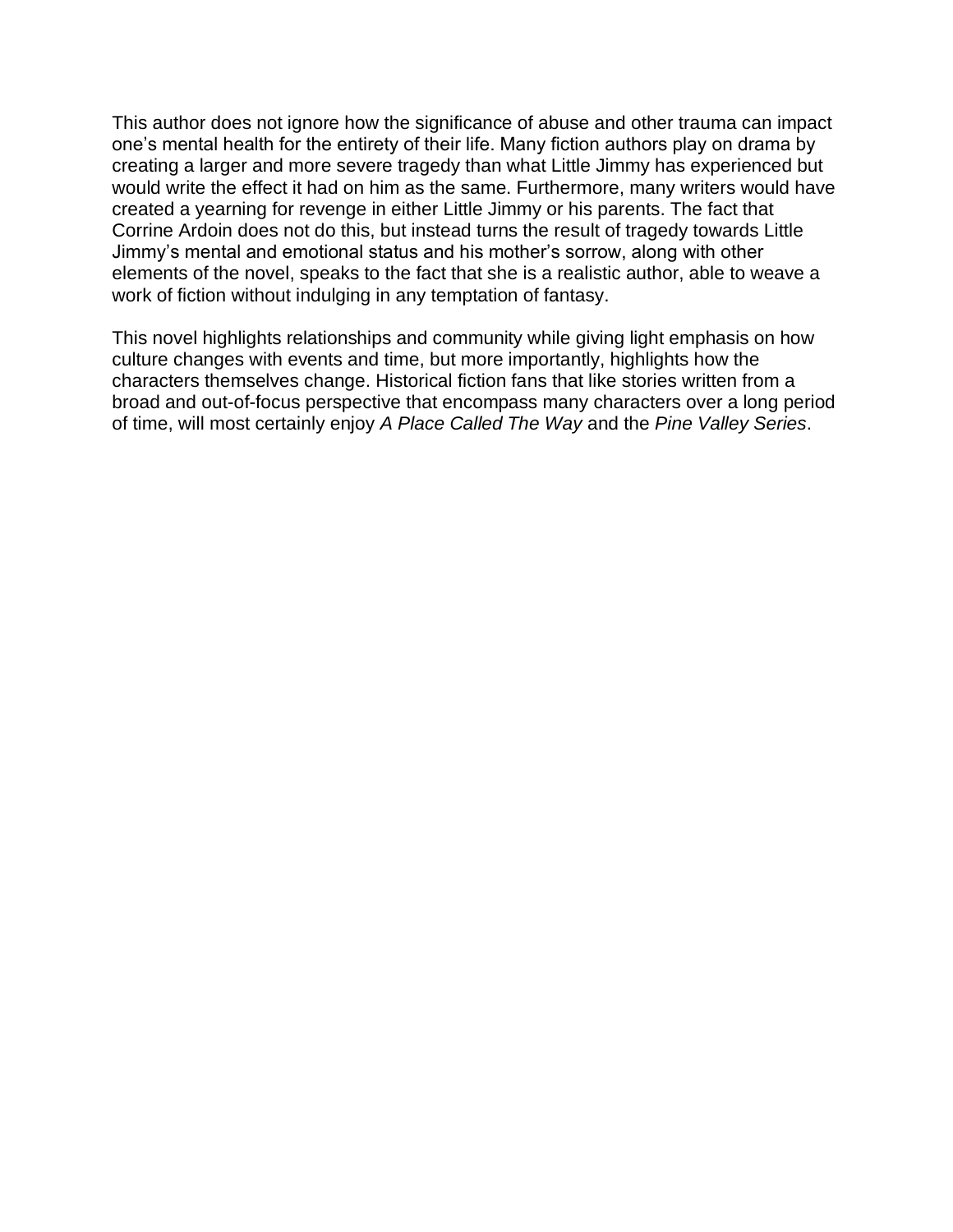This author does not ignore how the significance of abuse and other trauma can impact one's mental health for the entirety of their life. Many fiction authors play on drama by creating a larger and more severe tragedy than what Little Jimmy has experienced but would write the effect it had on him as the same. Furthermore, many writers would have created a yearning for revenge in either Little Jimmy or his parents. The fact that Corrine Ardoin does not do this, but instead turns the result of tragedy towards Little Jimmy's mental and emotional status and his mother's sorrow, along with other elements of the novel, speaks to the fact that she is a realistic author, able to weave a work of fiction without indulging in any temptation of fantasy.

This novel highlights relationships and community while giving light emphasis on how culture changes with events and time, but more importantly, highlights how the characters themselves change. Historical fiction fans that like stories written from a broad and out-of-focus perspective that encompass many characters over a long period of time, will most certainly enjoy *A Place Called The Way* and the *Pine Valley Series*.